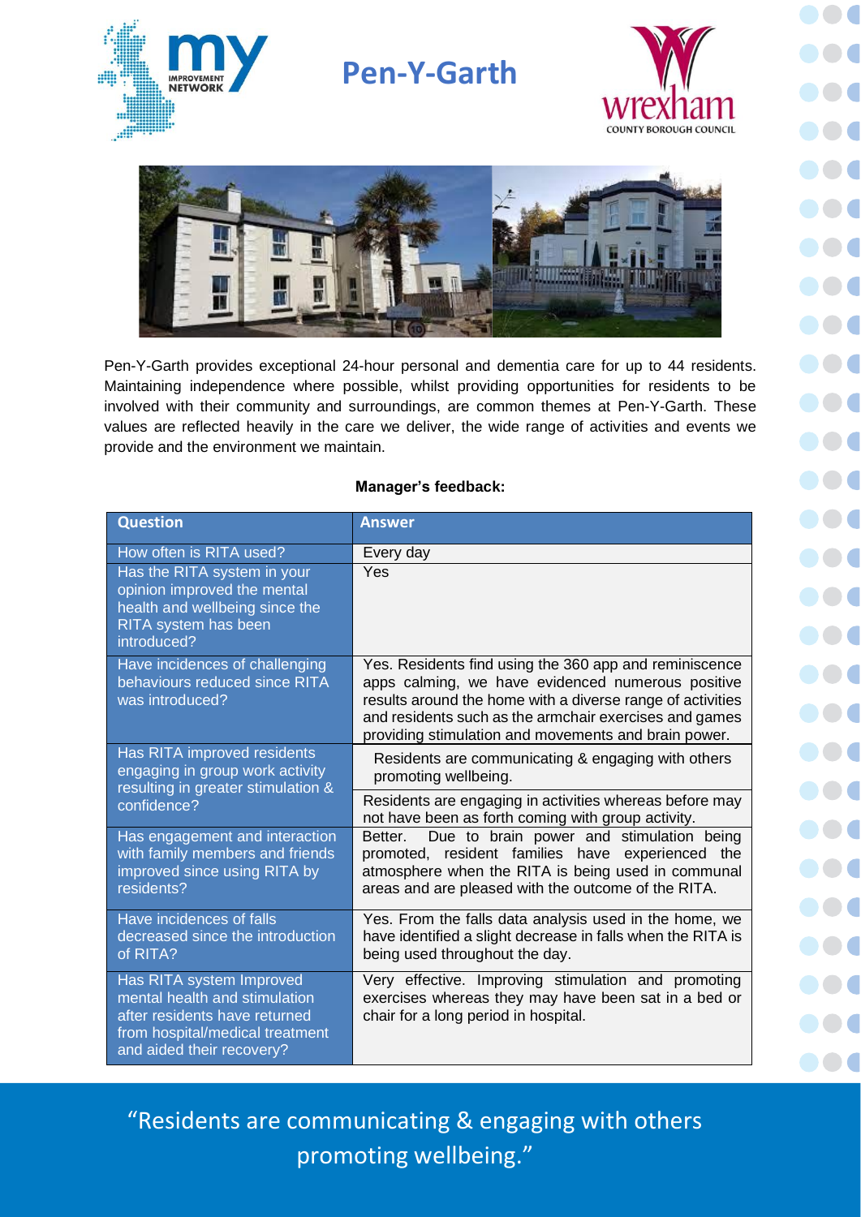# Pen-Y-Garth

Pen-Y-Garth provides exceptional 24-hour personal and dementia care for up to 44 residents. Maintaining independence where possible, whilst providing opportunities for residents to be involved with their community and surroundings, are common themes at Pen-Y-Garth. These values are reflected heavily in the care we deliver, the wide range of activities and events we provide and the environment we maintain.

**Manager's feedback:**

| Question | Answer |
|---|---|
| How often is RITA used? | Every day |
| Has the RITA system in your opinion improved the mental health and wellbeing since the RITA system has been introduced? | Yes |
| Have incidences of challenging behaviours reduced since RITA was introduced? | Yes. Residents find using the 360 app and reminiscence apps calming, we have evidenced numerous positive results around the home with a diverse range of activities and residents such as the armchair exercises and games providing stimulation and movements and brain power. |
| Has RITA improved residents engaging in group work activity resulting in greater stimulation & confidence? | Residents are communicating & engaging with others promoting wellbeing. |
| | Residents are engaging in activities whereas before may not have been as forth coming with group activity. |
| Has engagement and interaction with family members and friends improved since using RITA by residents? | Better. Due to brain power and stimulation being promoted, resident families have experienced the atmosphere when the RITA is being used in communal areas and are pleased with the outcome of the RITA. |
| Have incidences of falls decreased since the introduction of RITA? | Yes. From the falls data analysis used in the home, we have identified a slight decrease in falls when the RITA is being used throughout the day. |
| Has RITA system Improved mental health and stimulation after residents have returned from hospital/medical treatment and aided their recovery? | Very effective. Improving stimulation and promoting exercises whereas they may have been sat in a bed or chair for a long period in hospital. |

"Residents are communicating & engaging with others promoting wellbeing."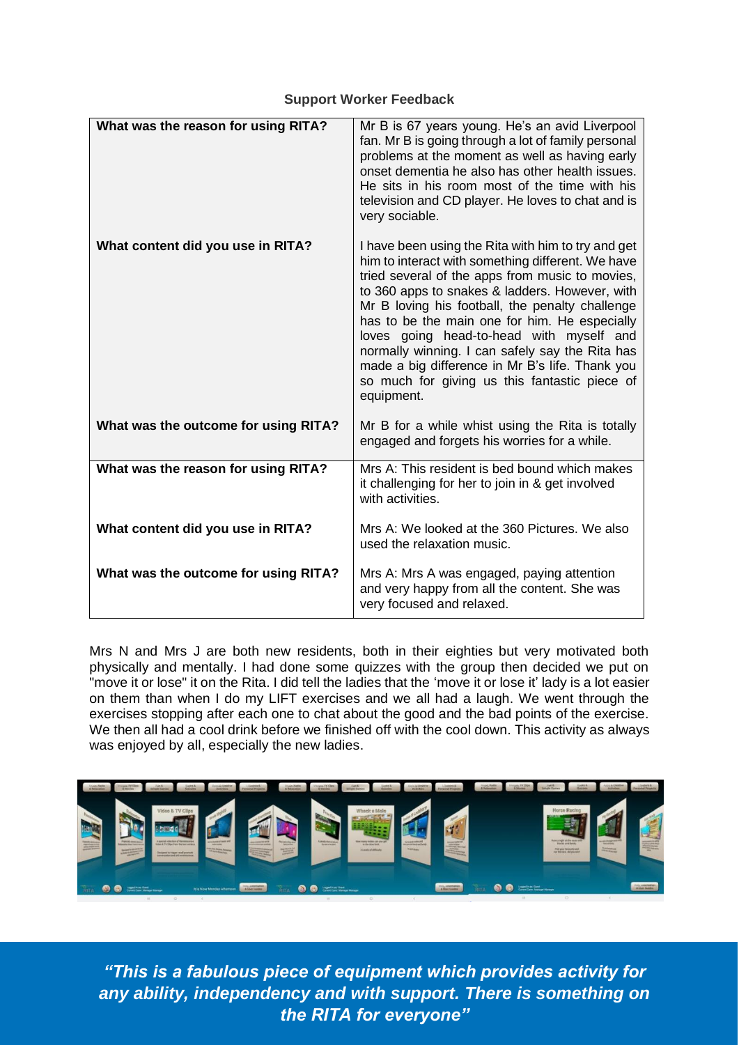**Support Worker Feedback**

| | |
|---|---|
| **What was the reason for using RITA?** | Mr B is 67 years young. He's an avid Liverpool fan. Mr B is going through a lot of family personal problems at the moment as well as having early onset dementia he also has other health issues. He sits in his room most of the time with his television and CD player. He loves to chat and is very sociable. |
| **What content did you use in RITA?** | I have been using the Rita with him to try and get him to interact with something different. We have tried several of the apps from music to movies, to 360 apps to snakes & ladders. However, with Mr B loving his football, the penalty challenge has to be the main one for him. He especially loves going head-to-head with myself and normally winning. I can safely say the Rita has made a big difference in Mr B's life. Thank you so much for giving us this fantastic piece of equipment. |
| **What was the outcome for using RITA?** | Mr B for a while whist using the Rita is totally engaged and forgets his worries for a while. |
| **What was the reason for using RITA?** | Mrs A: This resident is bed bound which makes it challenging for her to join in & get involved with activities. |
| **What content did you use in RITA?** | Mrs A: We looked at the 360 Pictures. We also used the relaxation music. |
| **What was the outcome for using RITA?** | Mrs A: Mrs A was engaged, paying attention and very happy from all the content. She was very focused and relaxed. |

Mrs N and Mrs J are both new residents, both in their eighties but very motivated both physically and mentally. I had done some quizzes with the group then decided we put on "move it or lose" it on the Rita. I did tell the ladies that the 'move it or lose it' lady is a lot easier on them than when I do my LIFT exercises and we all had a laugh. We went through the exercises stopping after each one to chat about the good and the bad points of the exercise. We then all had a cool drink before we finished off with the cool down. This activity as always was enjoyed by all, especially the new ladies.

***"This is a fabulous piece of equipment which provides activity for any ability, independency and with support. There is something on the RITA for everyone"***